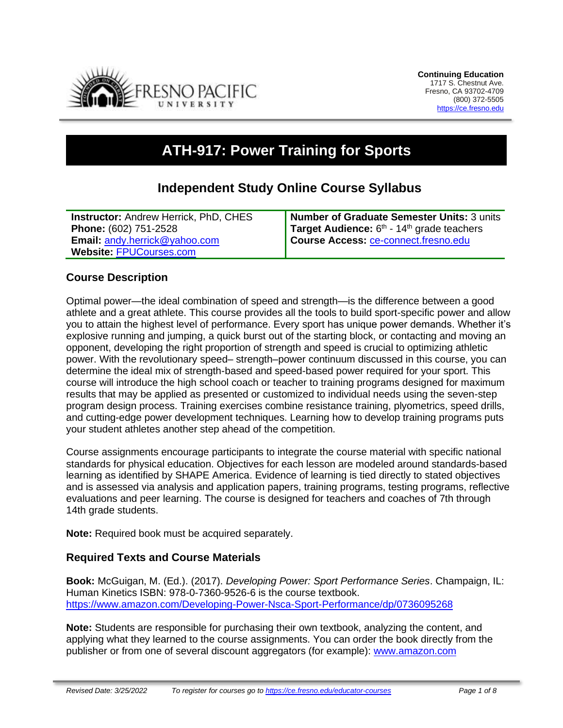**Continuing Education**
1717 S. Chestnut Ave.
Fresno, CA 93702-4709
(800) 372-5505
https://ce.fresno.edu

# ATH-917: Power Training for Sports

## Independent Study Online Course Syllabus

| | |
|---|---|
| **Instructor:** Andrew Herrick, PhD, CHES | **Number of Graduate Semester Units:** 3 units |
| **Phone:** (602) 751-2528 | **Target Audience:** 6th - 14th grade teachers |
| **Email:** andy.herrick@yahoo.com | **Course Access:** ce-connect.fresno.edu |
| **Website:** FPUCourses.com | |

### Course Description

Optimal power—the ideal combination of speed and strength—is the difference between a good athlete and a great athlete. This course provides all the tools to build sport-specific power and allow you to attain the highest level of performance. Every sport has unique power demands. Whether it's explosive running and jumping, a quick burst out of the starting block, or contacting and moving an opponent, developing the right proportion of strength and speed is crucial to optimizing athletic power. With the revolutionary speed– strength–power continuum discussed in this course, you can determine the ideal mix of strength-based and speed-based power required for your sport. This course will introduce the high school coach or teacher to training programs designed for maximum results that may be applied as presented or customized to individual needs using the seven-step program design process. Training exercises combine resistance training, plyometrics, speed drills, and cutting-edge power development techniques. Learning how to develop training programs puts your student athletes another step ahead of the competition.

Course assignments encourage participants to integrate the course material with specific national standards for physical education. Objectives for each lesson are modeled around standards-based learning as identified by SHAPE America. Evidence of learning is tied directly to stated objectives and is assessed via analysis and application papers, training programs, testing programs, reflective evaluations and peer learning. The course is designed for teachers and coaches of 7th through 14th grade students.

**Note:** Required book must be acquired separately.

### Required Texts and Course Materials

**Book:** McGuigan, M. (Ed.). (2017). *Developing Power: Sport Performance Series*. Champaign, IL: Human Kinetics ISBN: 978-0-7360-9526-6 is the course textbook.
https://www.amazon.com/Developing-Power-Nsca-Sport-Performance/dp/0736095268

**Note:** Students are responsible for purchasing their own textbook, analyzing the content, and applying what they learned to the course assignments. You can order the book directly from the publisher or from one of several discount aggregators (for example): www.amazon.com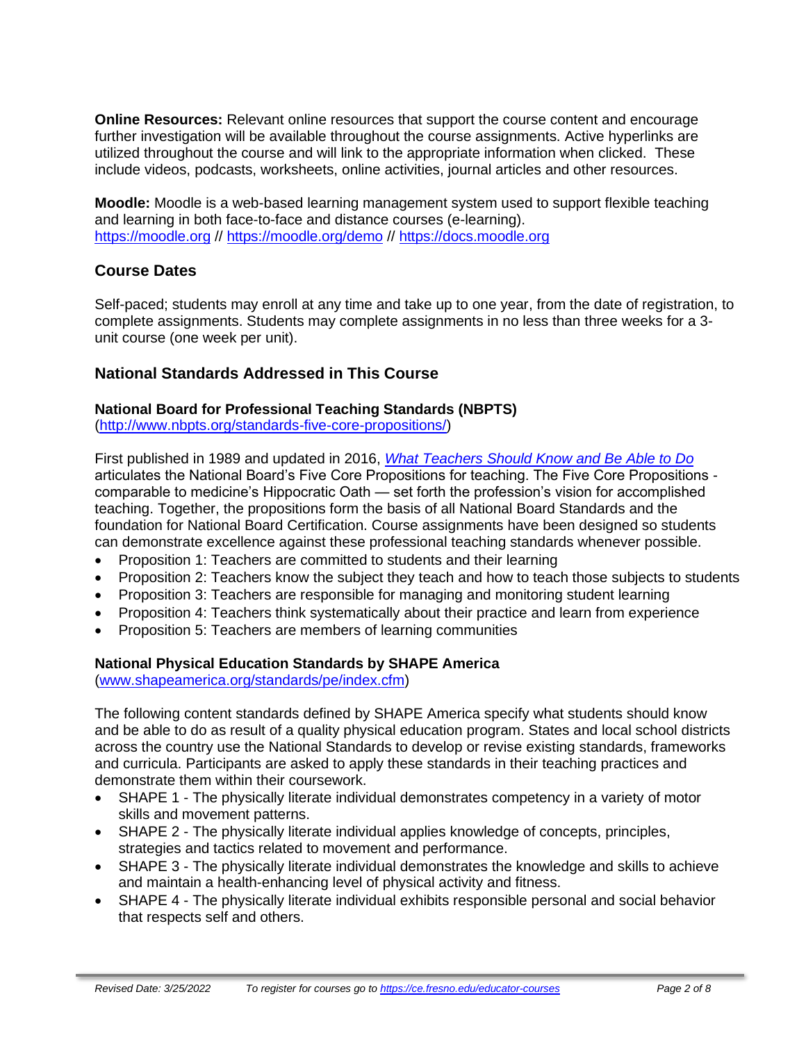**Online Resources:** Relevant online resources that support the course content and encourage further investigation will be available throughout the course assignments. Active hyperlinks are utilized throughout the course and will link to the appropriate information when clicked. These include videos, podcasts, worksheets, online activities, journal articles and other resources.

**Moodle:** Moodle is a web-based learning management system used to support flexible teaching and learning in both face-to-face and distance courses (e-learning). https://moodle.org // https://moodle.org/demo // https://docs.moodle.org

## Course Dates

Self-paced; students may enroll at any time and take up to one year, from the date of registration, to complete assignments. Students may complete assignments in no less than three weeks for a 3-unit course (one week per unit).

## National Standards Addressed in This Course

### National Board for Professional Teaching Standards (NBPTS)

(http://www.nbpts.org/standards-five-core-propositions/)

First published in 1989 and updated in 2016, *What Teachers Should Know and Be Able to Do* articulates the National Board's Five Core Propositions for teaching. The Five Core Propositions - comparable to medicine's Hippocratic Oath — set forth the profession's vision for accomplished teaching. Together, the propositions form the basis of all National Board Standards and the foundation for National Board Certification. Course assignments have been designed so students can demonstrate excellence against these professional teaching standards whenever possible.

- Proposition 1: Teachers are committed to students and their learning
- Proposition 2: Teachers know the subject they teach and how to teach those subjects to students
- Proposition 3: Teachers are responsible for managing and monitoring student learning
- Proposition 4: Teachers think systematically about their practice and learn from experience
- Proposition 5: Teachers are members of learning communities

### National Physical Education Standards by SHAPE America

(www.shapeamerica.org/standards/pe/index.cfm)

The following content standards defined by SHAPE America specify what students should know and be able to do as result of a quality physical education program. States and local school districts across the country use the National Standards to develop or revise existing standards, frameworks and curricula. Participants are asked to apply these standards in their teaching practices and demonstrate them within their coursework.

- SHAPE 1 - The physically literate individual demonstrates competency in a variety of motor skills and movement patterns.
- SHAPE 2 - The physically literate individual applies knowledge of concepts, principles, strategies and tactics related to movement and performance.
- SHAPE 3 - The physically literate individual demonstrates the knowledge and skills to achieve and maintain a health-enhancing level of physical activity and fitness.
- SHAPE 4 - The physically literate individual exhibits responsible personal and social behavior that respects self and others.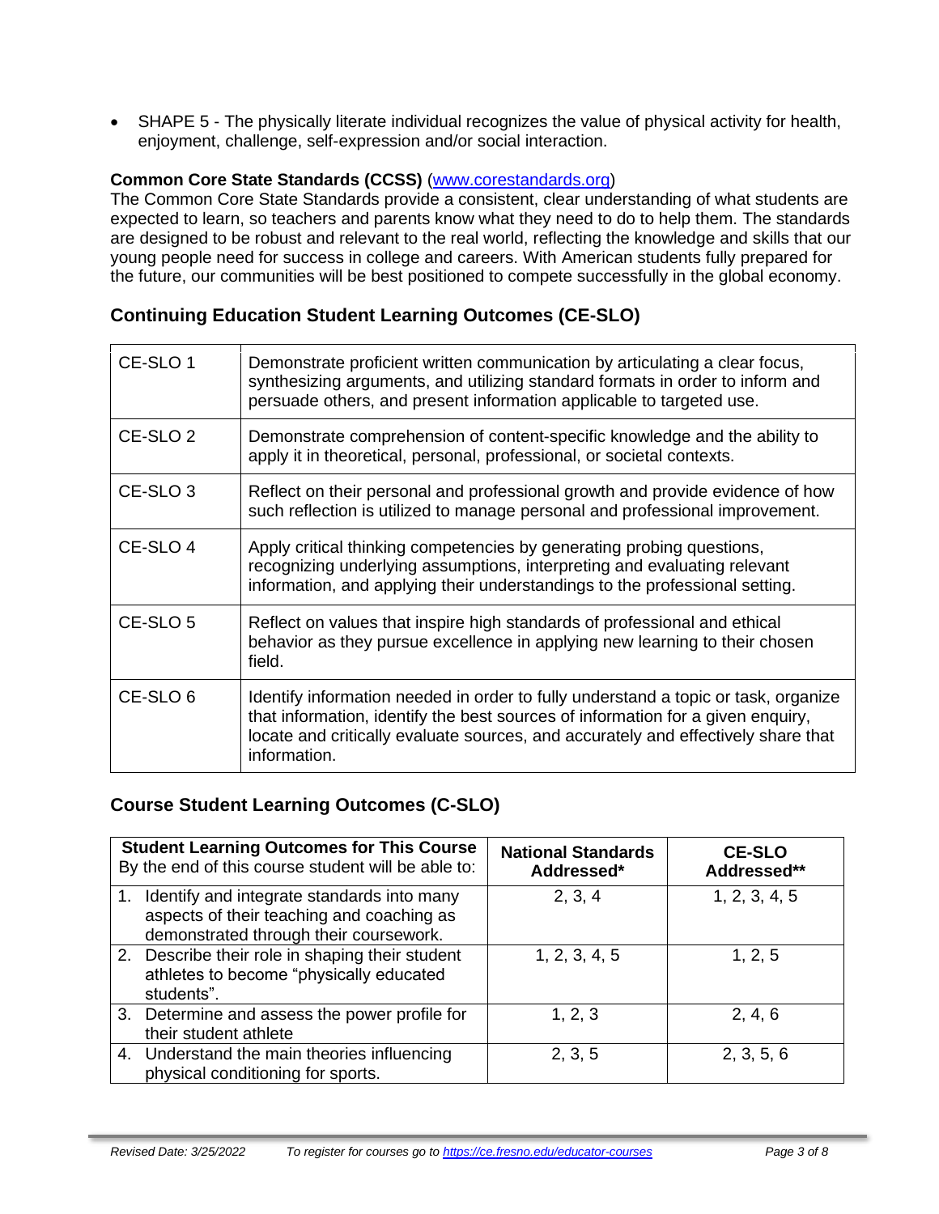- SHAPE 5 - The physically literate individual recognizes the value of physical activity for health, enjoyment, challenge, self-expression and/or social interaction.

**Common Core State Standards (CCSS)** ([www.corestandards.org](http://www.corestandards.org))
The Common Core State Standards provide a consistent, clear understanding of what students are expected to learn, so teachers and parents know what they need to do to help them. The standards are designed to be robust and relevant to the real world, reflecting the knowledge and skills that our young people need for success in college and careers. With American students fully prepared for the future, our communities will be best positioned to compete successfully in the global economy.

## Continuing Education Student Learning Outcomes (CE-SLO)

| | |
|---|---|
| CE-SLO 1 | Demonstrate proficient written communication by articulating a clear focus, synthesizing arguments, and utilizing standard formats in order to inform and persuade others, and present information applicable to targeted use. |
| CE-SLO 2 | Demonstrate comprehension of content-specific knowledge and the ability to apply it in theoretical, personal, professional, or societal contexts. |
| CE-SLO 3 | Reflect on their personal and professional growth and provide evidence of how such reflection is utilized to manage personal and professional improvement. |
| CE-SLO 4 | Apply critical thinking competencies by generating probing questions, recognizing underlying assumptions, interpreting and evaluating relevant information, and applying their understandings to the professional setting. |
| CE-SLO 5 | Reflect on values that inspire high standards of professional and ethical behavior as they pursue excellence in applying new learning to their chosen field. |
| CE-SLO 6 | Identify information needed in order to fully understand a topic or task, organize that information, identify the best sources of information for a given enquiry, locate and critically evaluate sources, and accurately and effectively share that information. |

## Course Student Learning Outcomes (C-SLO)

| **Student Learning Outcomes for This Course** By the end of this course student will be able to: | **National Standards Addressed*** | **CE-SLO Addressed**** |
|---|---|---|
| 1. Identify and integrate standards into many aspects of their teaching and coaching as demonstrated through their coursework. | 2, 3, 4 | 1, 2, 3, 4, 5 |
| 2. Describe their role in shaping their student athletes to become "physically educated students". | 1, 2, 3, 4, 5 | 1, 2, 5 |
| 3. Determine and assess the power profile for their student athlete | 1, 2, 3 | 2, 4, 6 |
| 4. Understand the main theories influencing physical conditioning for sports. | 2, 3, 5 | 2, 3, 5, 6 |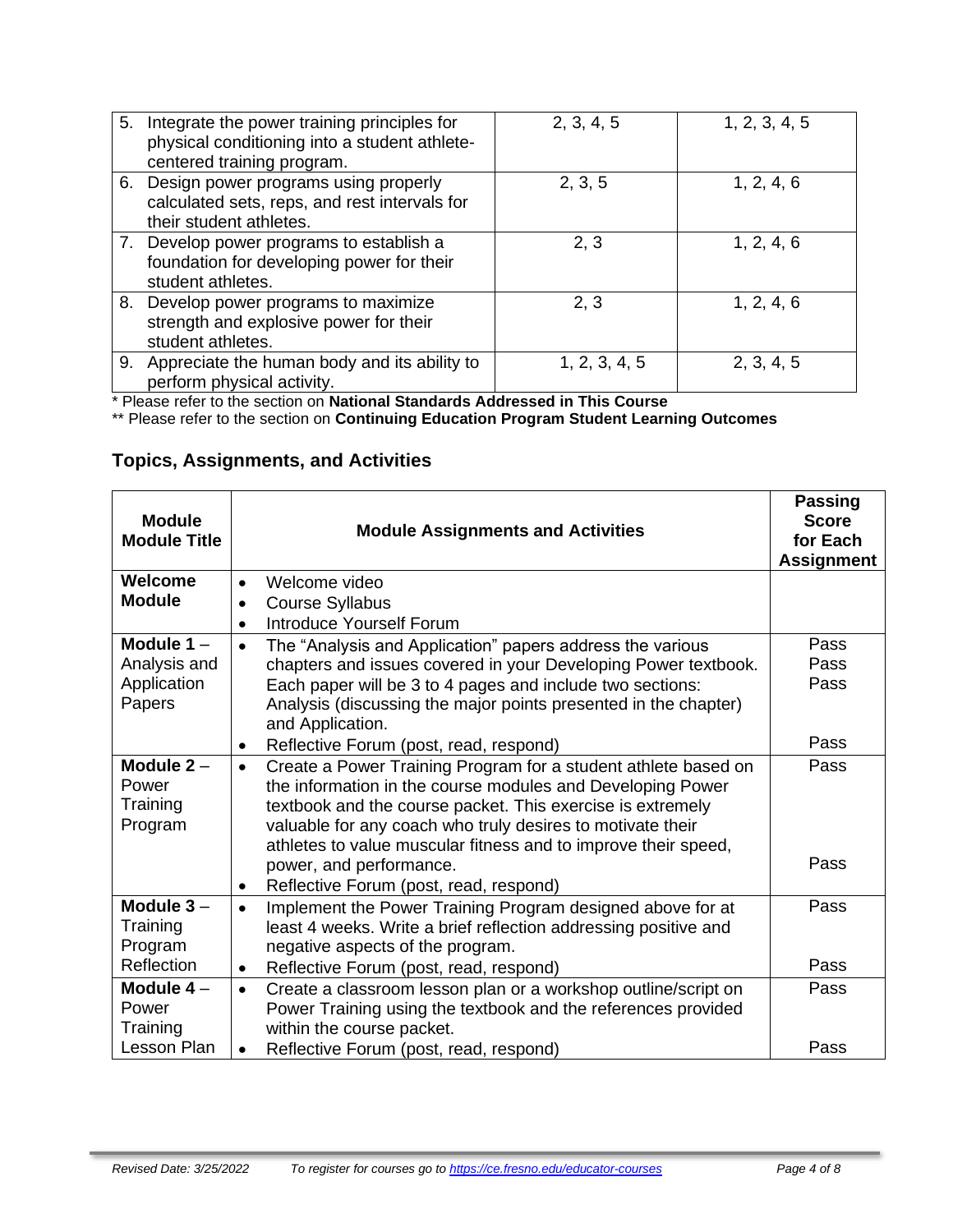| | | |
|---|---|---|
| 5. Integrate the power training principles for physical conditioning into a student athlete-centered training program. | 2, 3, 4, 5 | 1, 2, 3, 4, 5 |
| 6. Design power programs using properly calculated sets, reps, and rest intervals for their student athletes. | 2, 3, 5 | 1, 2, 4, 6 |
| 7. Develop power programs to establish a foundation for developing power for their student athletes. | 2, 3 | 1, 2, 4, 6 |
| 8. Develop power programs to maximize strength and explosive power for their student athletes. | 2, 3 | 1, 2, 4, 6 |
| 9. Appreciate the human body and its ability to perform physical activity. | 1, 2, 3, 4, 5 | 2, 3, 4, 5 |

* Please refer to the section on **National Standards Addressed in This Course**

** Please refer to the section on **Continuing Education Program Student Learning Outcomes**

## Topics, Assignments, and Activities

| Module Module Title | Module Assignments and Activities | Passing Score for Each Assignment |
|---|---|---|
| **Welcome Module** | • Welcome video<br>• Course Syllabus<br>• Introduce Yourself Forum | |
| **Module 1** – Analysis and Application Papers | • The "Analysis and Application" papers address the various chapters and issues covered in your Developing Power textbook. Each paper will be 3 to 4 pages and include two sections: Analysis (discussing the major points presented in the chapter) and Application.<br>• Reflective Forum (post, read, respond) | Pass<br>Pass<br>Pass<br>Pass |
| **Module 2** – Power Training Program | • Create a Power Training Program for a student athlete based on the information in the course modules and Developing Power textbook and the course packet. This exercise is extremely valuable for any coach who truly desires to motivate their athletes to value muscular fitness and to improve their speed, power, and performance.<br>• Reflective Forum (post, read, respond) | Pass<br>Pass |
| **Module 3** – Training Program Reflection | • Implement the Power Training Program designed above for at least 4 weeks. Write a brief reflection addressing positive and negative aspects of the program.<br>• Reflective Forum (post, read, respond) | Pass<br>Pass |
| **Module 4** – Power Training Lesson Plan | • Create a classroom lesson plan or a workshop outline/script on Power Training using the textbook and the references provided within the course packet.<br>• Reflective Forum (post, read, respond) | Pass<br>Pass |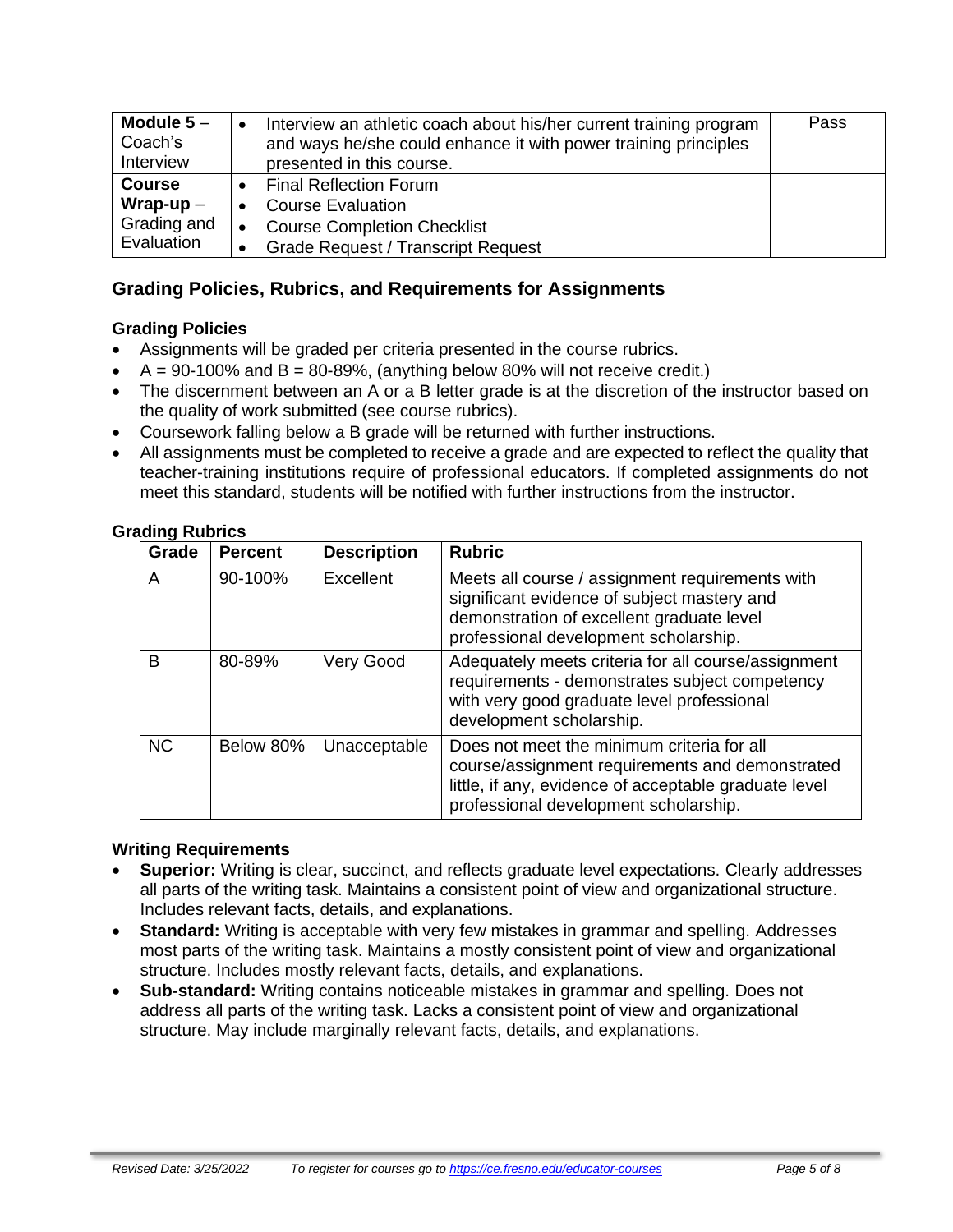| | | |
|---|---|---|
| **Module 5** – Coach's Interview | • Interview an athletic coach about his/her current training program and ways he/she could enhance it with power training principles presented in this course. | Pass |
| **Course Wrap-up** – Grading and Evaluation | • Final Reflection Forum<br>• Course Evaluation<br>• Course Completion Checklist<br>• Grade Request / Transcript Request | |

## Grading Policies, Rubrics, and Requirements for Assignments

### Grading Policies

- Assignments will be graded per criteria presented in the course rubrics.
- A = 90-100% and B = 80-89%, (anything below 80% will not receive credit.)
- The discernment between an A or a B letter grade is at the discretion of the instructor based on the quality of work submitted (see course rubrics).
- Coursework falling below a B grade will be returned with further instructions.
- All assignments must be completed to receive a grade and are expected to reflect the quality that teacher-training institutions require of professional educators. If completed assignments do not meet this standard, students will be notified with further instructions from the instructor.

### Grading Rubrics

| Grade | Percent | Description | Rubric |
|---|---|---|---|
| A | 90-100% | Excellent | Meets all course / assignment requirements with significant evidence of subject mastery and demonstration of excellent graduate level professional development scholarship. |
| B | 80-89% | Very Good | Adequately meets criteria for all course/assignment requirements - demonstrates subject competency with very good graduate level professional development scholarship. |
| NC | Below 80% | Unacceptable | Does not meet the minimum criteria for all course/assignment requirements and demonstrated little, if any, evidence of acceptable graduate level professional development scholarship. |

### Writing Requirements

- **Superior:** Writing is clear, succinct, and reflects graduate level expectations. Clearly addresses all parts of the writing task. Maintains a consistent point of view and organizational structure. Includes relevant facts, details, and explanations.
- **Standard:** Writing is acceptable with very few mistakes in grammar and spelling. Addresses most parts of the writing task. Maintains a mostly consistent point of view and organizational structure. Includes mostly relevant facts, details, and explanations.
- **Sub-standard:** Writing contains noticeable mistakes in grammar and spelling. Does not address all parts of the writing task. Lacks a consistent point of view and organizational structure. May include marginally relevant facts, details, and explanations.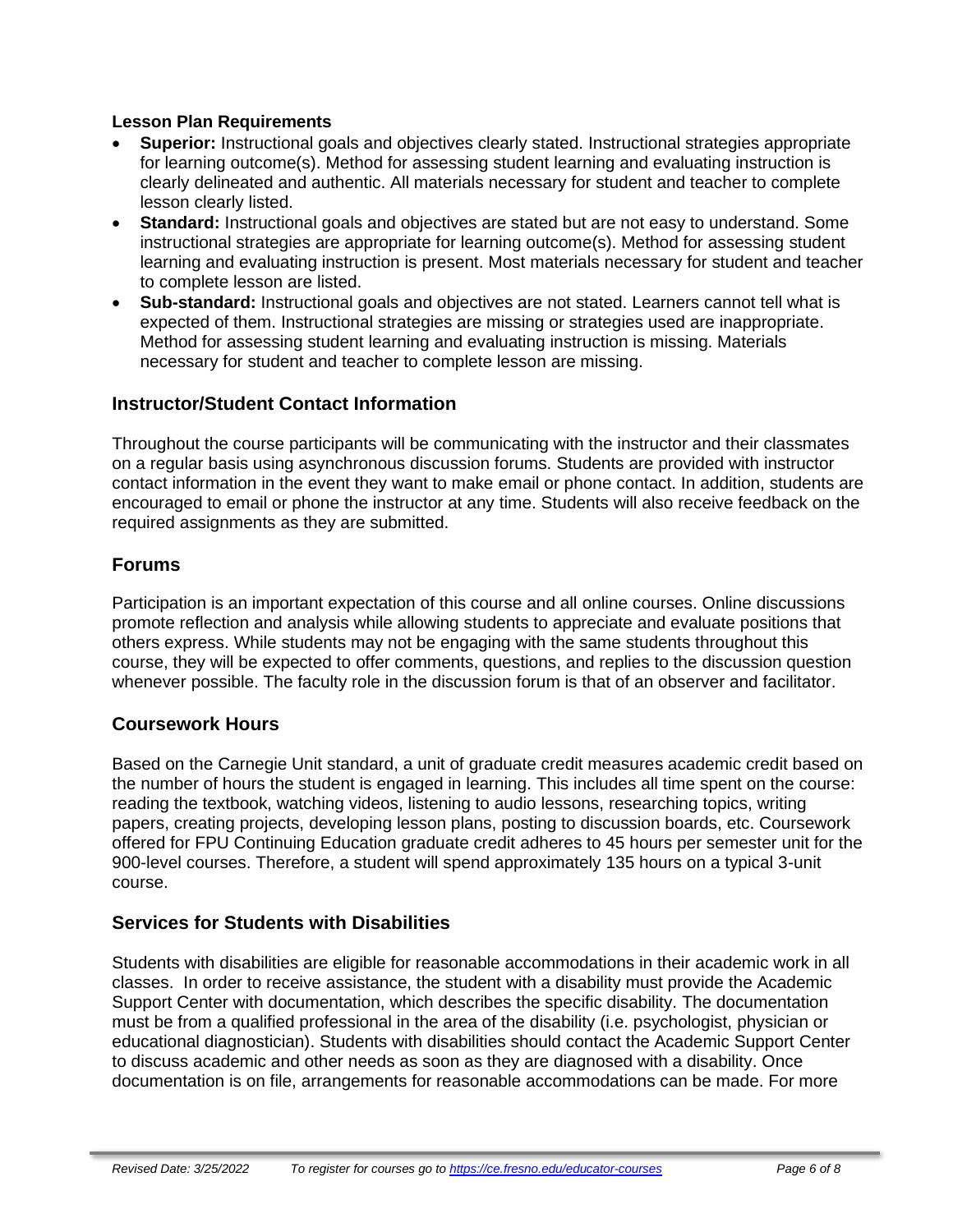**Lesson Plan Requirements**

- **Superior:** Instructional goals and objectives clearly stated. Instructional strategies appropriate for learning outcome(s). Method for assessing student learning and evaluating instruction is clearly delineated and authentic. All materials necessary for student and teacher to complete lesson clearly listed.
- **Standard:** Instructional goals and objectives are stated but are not easy to understand. Some instructional strategies are appropriate for learning outcome(s). Method for assessing student learning and evaluating instruction is present. Most materials necessary for student and teacher to complete lesson are listed.
- **Sub-standard:** Instructional goals and objectives are not stated. Learners cannot tell what is expected of them. Instructional strategies are missing or strategies used are inappropriate. Method for assessing student learning and evaluating instruction is missing. Materials necessary for student and teacher to complete lesson are missing.

## Instructor/Student Contact Information

Throughout the course participants will be communicating with the instructor and their classmates on a regular basis using asynchronous discussion forums. Students are provided with instructor contact information in the event they want to make email or phone contact. In addition, students are encouraged to email or phone the instructor at any time. Students will also receive feedback on the required assignments as they are submitted.

## Forums

Participation is an important expectation of this course and all online courses. Online discussions promote reflection and analysis while allowing students to appreciate and evaluate positions that others express. While students may not be engaging with the same students throughout this course, they will be expected to offer comments, questions, and replies to the discussion question whenever possible. The faculty role in the discussion forum is that of an observer and facilitator.

## Coursework Hours

Based on the Carnegie Unit standard, a unit of graduate credit measures academic credit based on the number of hours the student is engaged in learning. This includes all time spent on the course: reading the textbook, watching videos, listening to audio lessons, researching topics, writing papers, creating projects, developing lesson plans, posting to discussion boards, etc. Coursework offered for FPU Continuing Education graduate credit adheres to 45 hours per semester unit for the 900-level courses. Therefore, a student will spend approximately 135 hours on a typical 3-unit course.

## Services for Students with Disabilities

Students with disabilities are eligible for reasonable accommodations in their academic work in all classes. In order to receive assistance, the student with a disability must provide the Academic Support Center with documentation, which describes the specific disability. The documentation must be from a qualified professional in the area of the disability (i.e. psychologist, physician or educational diagnostician). Students with disabilities should contact the Academic Support Center to discuss academic and other needs as soon as they are diagnosed with a disability. Once documentation is on file, arrangements for reasonable accommodations can be made. For more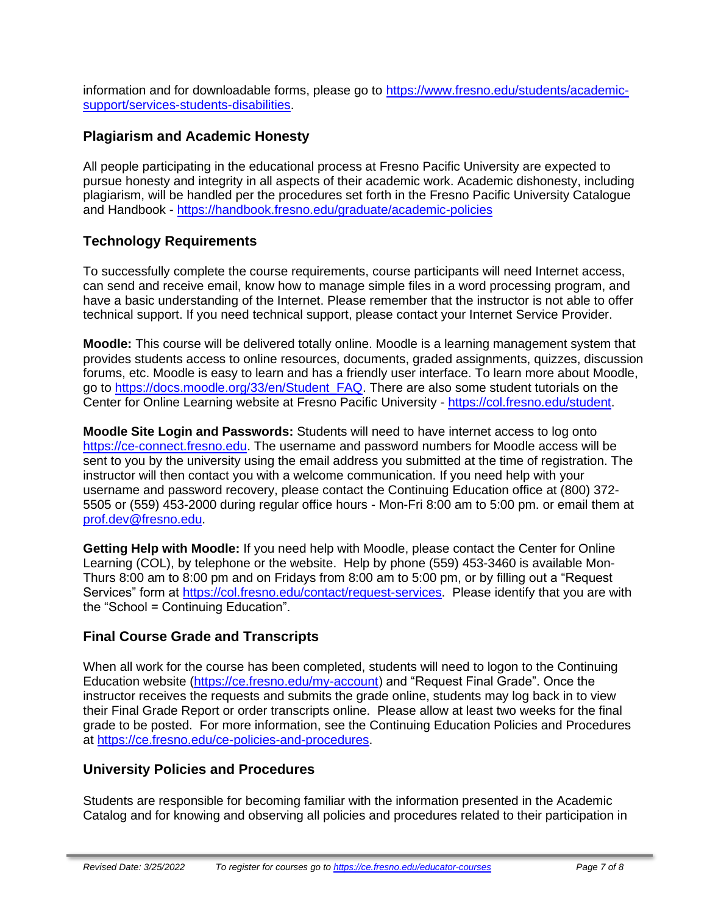information and for downloadable forms, please go to https://www.fresno.edu/students/academic-support/services-students-disabilities.

## Plagiarism and Academic Honesty

All people participating in the educational process at Fresno Pacific University are expected to pursue honesty and integrity in all aspects of their academic work. Academic dishonesty, including plagiarism, will be handled per the procedures set forth in the Fresno Pacific University Catalogue and Handbook - https://handbook.fresno.edu/graduate/academic-policies

## Technology Requirements

To successfully complete the course requirements, course participants will need Internet access, can send and receive email, know how to manage simple files in a word processing program, and have a basic understanding of the Internet. Please remember that the instructor is not able to offer technical support. If you need technical support, please contact your Internet Service Provider.

**Moodle:** This course will be delivered totally online. Moodle is a learning management system that provides students access to online resources, documents, graded assignments, quizzes, discussion forums, etc. Moodle is easy to learn and has a friendly user interface. To learn more about Moodle, go to https://docs.moodle.org/33/en/Student_FAQ. There are also some student tutorials on the Center for Online Learning website at Fresno Pacific University - https://col.fresno.edu/student.

**Moodle Site Login and Passwords:** Students will need to have internet access to log onto https://ce-connect.fresno.edu. The username and password numbers for Moodle access will be sent to you by the university using the email address you submitted at the time of registration. The instructor will then contact you with a welcome communication. If you need help with your username and password recovery, please contact the Continuing Education office at (800) 372-5505 or (559) 453-2000 during regular office hours - Mon-Fri 8:00 am to 5:00 pm. or email them at prof.dev@fresno.edu.

**Getting Help with Moodle:** If you need help with Moodle, please contact the Center for Online Learning (COL), by telephone or the website. Help by phone (559) 453-3460 is available Mon-Thurs 8:00 am to 8:00 pm and on Fridays from 8:00 am to 5:00 pm, or by filling out a "Request Services" form at https://col.fresno.edu/contact/request-services. Please identify that you are with the "School = Continuing Education".

## Final Course Grade and Transcripts

When all work for the course has been completed, students will need to logon to the Continuing Education website (https://ce.fresno.edu/my-account) and "Request Final Grade". Once the instructor receives the requests and submits the grade online, students may log back in to view their Final Grade Report or order transcripts online. Please allow at least two weeks for the final grade to be posted. For more information, see the Continuing Education Policies and Procedures at https://ce.fresno.edu/ce-policies-and-procedures.

## University Policies and Procedures

Students are responsible for becoming familiar with the information presented in the Academic Catalog and for knowing and observing all policies and procedures related to their participation in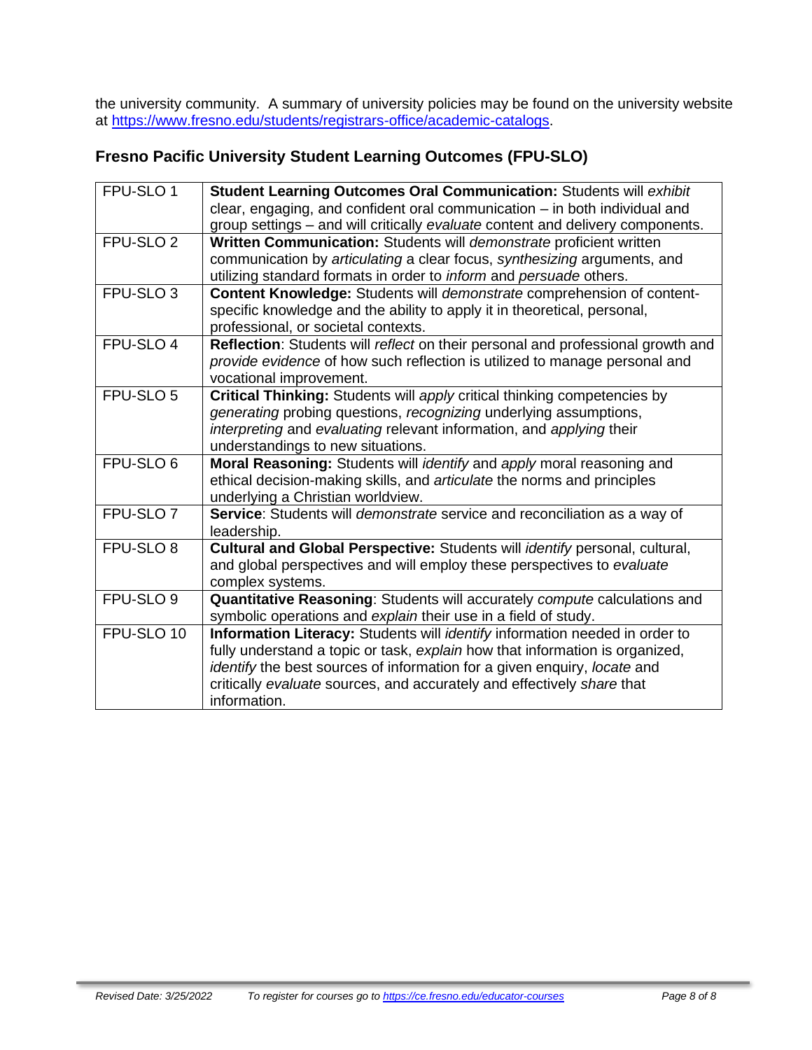the university community. A summary of university policies may be found on the university website at https://www.fresno.edu/students/registrars-office/academic-catalogs.

## Fresno Pacific University Student Learning Outcomes (FPU-SLO)

| | |
|---|---|
| FPU-SLO 1 | **Student Learning Outcomes Oral Communication:** Students will *exhibit* clear, engaging, and confident oral communication – in both individual and group settings – and will critically *evaluate* content and delivery components. |
| FPU-SLO 2 | **Written Communication:** Students will *demonstrate* proficient written communication by *articulating* a clear focus, *synthesizing* arguments, and utilizing standard formats in order to *inform* and *persuade* others. |
| FPU-SLO 3 | **Content Knowledge:** Students will *demonstrate* comprehension of content-specific knowledge and the ability to apply it in theoretical, personal, professional, or societal contexts. |
| FPU-SLO 4 | **Reflection**: Students will *reflect* on their personal and professional growth and *provide evidence* of how such reflection is utilized to manage personal and vocational improvement. |
| FPU-SLO 5 | **Critical Thinking:** Students will *apply* critical thinking competencies by *generating* probing questions, *recognizing* underlying assumptions, *interpreting* and *evaluating* relevant information, and *applying* their understandings to new situations. |
| FPU-SLO 6 | **Moral Reasoning:** Students will *identify* and *apply* moral reasoning and ethical decision-making skills, and *articulate* the norms and principles underlying a Christian worldview. |
| FPU-SLO 7 | **Service**: Students will *demonstrate* service and reconciliation as a way of leadership. |
| FPU-SLO 8 | **Cultural and Global Perspective:** Students will *identify* personal, cultural, and global perspectives and will employ these perspectives to *evaluate* complex systems. |
| FPU-SLO 9 | **Quantitative Reasoning**: Students will accurately *compute* calculations and symbolic operations and *explain* their use in a field of study. |
| FPU-SLO 10 | **Information Literacy:** Students will *identify* information needed in order to fully understand a topic or task, *explain* how that information is organized, *identify* the best sources of information for a given enquiry, *locate* and critically *evaluate* sources, and accurately and effectively *share* that information. |